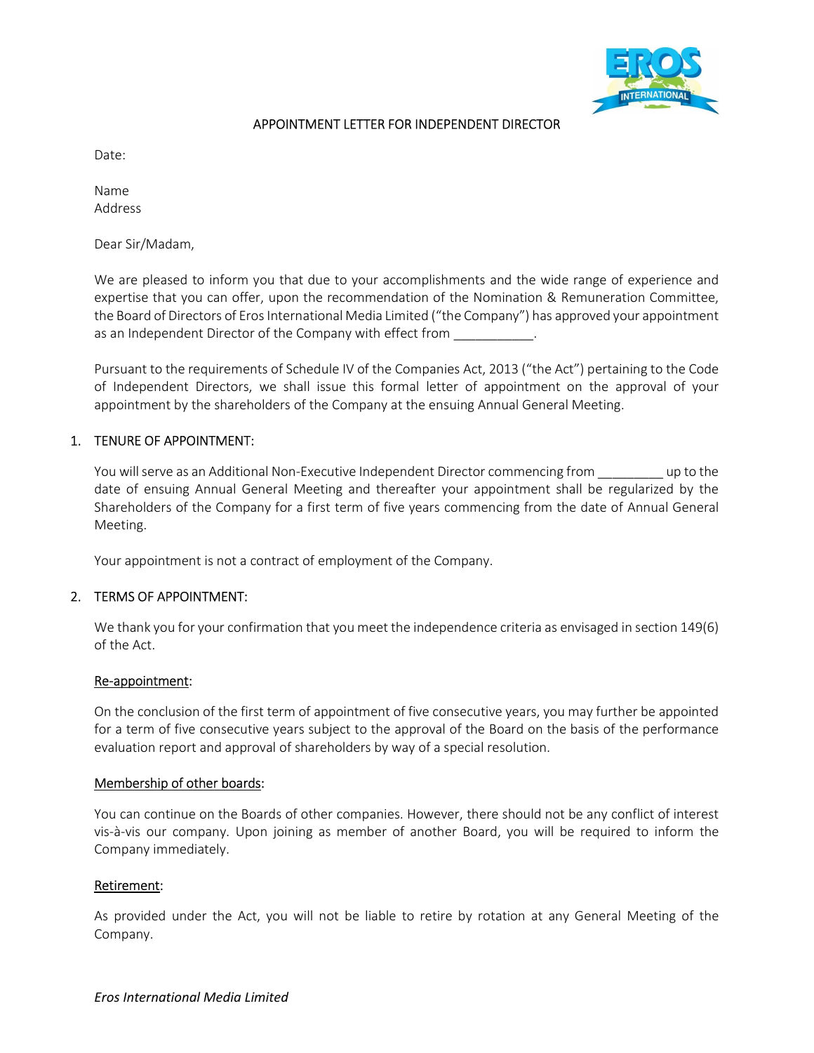# APPOINTMENT LETTER FOR INDEPENDENT DIRECTOR

Date:

Name
Address

Dear Sir/Madam,

We are pleased to inform you that due to your accomplishments and the wide range of experience and expertise that you can offer, upon the recommendation of the Nomination & Remuneration Committee, the Board of Directors of Eros International Media Limited ("the Company") has approved your appointment as an Independent Director of the Company with effect from ___________.

Pursuant to the requirements of Schedule IV of the Companies Act, 2013 ("the Act") pertaining to the Code of Independent Directors, we shall issue this formal letter of appointment on the approval of your appointment by the shareholders of the Company at the ensuing Annual General Meeting.

## 1. TENURE OF APPOINTMENT:

You will serve as an Additional Non-Executive Independent Director commencing from _________ up to the date of ensuing Annual General Meeting and thereafter your appointment shall be regularized by the Shareholders of the Company for a first term of five years commencing from the date of Annual General Meeting.

Your appointment is not a contract of employment of the Company.

## 2. TERMS OF APPOINTMENT:

We thank you for your confirmation that you meet the independence criteria as envisaged in section 149(6) of the Act.

**Re-appointment:**

On the conclusion of the first term of appointment of five consecutive years, you may further be appointed for a term of five consecutive years subject to the approval of the Board on the basis of the performance evaluation report and approval of shareholders by way of a special resolution.

**Membership of other boards:**

You can continue on the Boards of other companies. However, there should not be any conflict of interest vis-à-vis our company. Upon joining as member of another Board, you will be required to inform the Company immediately.

**Retirement:**

As provided under the Act, you will not be liable to retire by rotation at any General Meeting of the Company.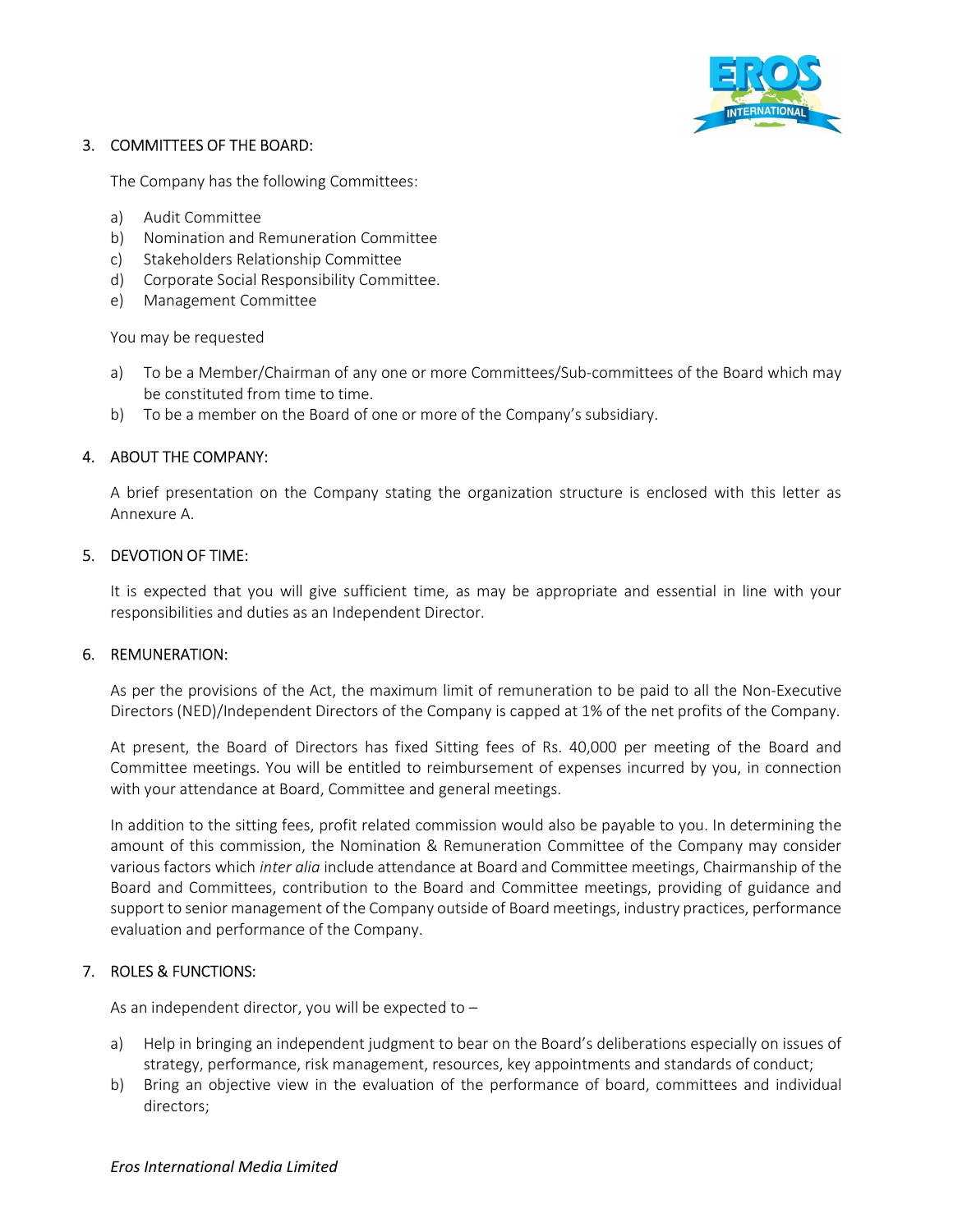## 3. COMMITTEES OF THE BOARD:

The Company has the following Committees:

a) Audit Committee
b) Nomination and Remuneration Committee
c) Stakeholders Relationship Committee
d) Corporate Social Responsibility Committee.
e) Management Committee

You may be requested

a) To be a Member/Chairman of any one or more Committees/Sub-committees of the Board which may be constituted from time to time.
b) To be a member on the Board of one or more of the Company's subsidiary.

## 4. ABOUT THE COMPANY:

A brief presentation on the Company stating the organization structure is enclosed with this letter as Annexure A.

## 5. DEVOTION OF TIME:

It is expected that you will give sufficient time, as may be appropriate and essential in line with your responsibilities and duties as an Independent Director.

## 6. REMUNERATION:

As per the provisions of the Act, the maximum limit of remuneration to be paid to all the Non-Executive Directors (NED)/Independent Directors of the Company is capped at 1% of the net profits of the Company.

At present, the Board of Directors has fixed Sitting fees of Rs. 40,000 per meeting of the Board and Committee meetings. You will be entitled to reimbursement of expenses incurred by you, in connection with your attendance at Board, Committee and general meetings.

In addition to the sitting fees, profit related commission would also be payable to you. In determining the amount of this commission, the Nomination & Remuneration Committee of the Company may consider various factors which *inter alia* include attendance at Board and Committee meetings, Chairmanship of the Board and Committees, contribution to the Board and Committee meetings, providing of guidance and support to senior management of the Company outside of Board meetings, industry practices, performance evaluation and performance of the Company.

## 7. ROLES & FUNCTIONS:

As an independent director, you will be expected to –

a) Help in bringing an independent judgment to bear on the Board's deliberations especially on issues of strategy, performance, risk management, resources, key appointments and standards of conduct;
b) Bring an objective view in the evaluation of the performance of board, committees and individual directors;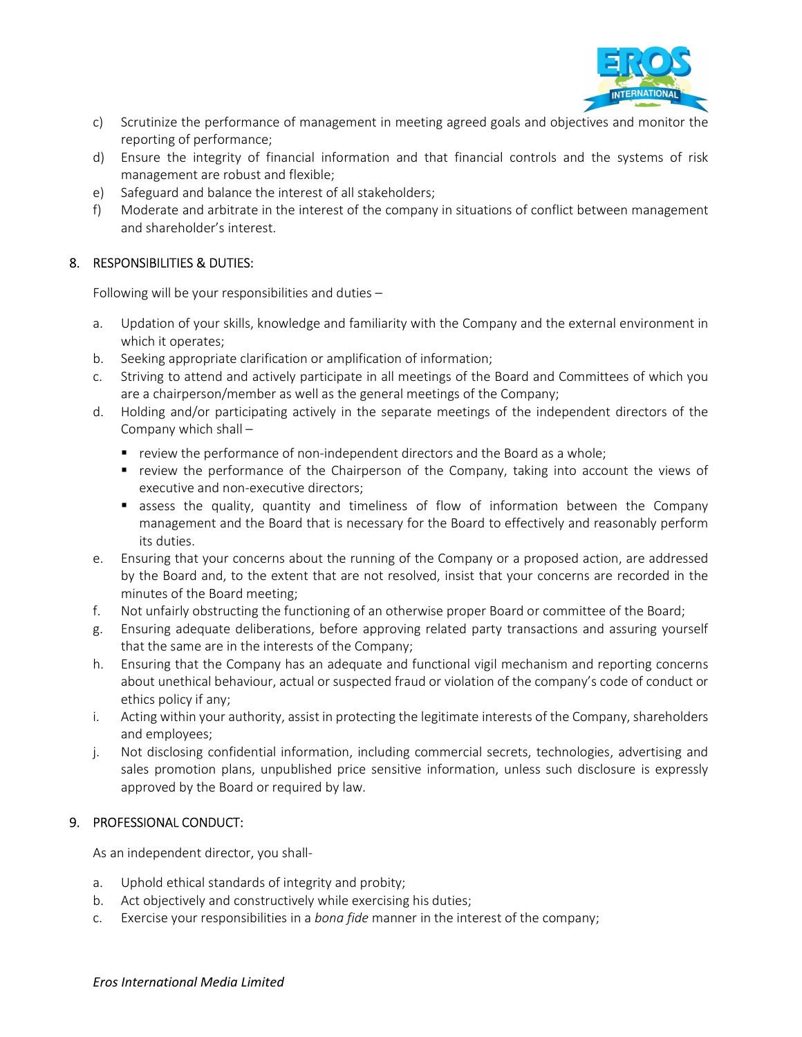c) Scrutinize the performance of management in meeting agreed goals and objectives and monitor the reporting of performance;
d) Ensure the integrity of financial information and that financial controls and the systems of risk management are robust and flexible;
e) Safeguard and balance the interest of all stakeholders;
f) Moderate and arbitrate in the interest of the company in situations of conflict between management and shareholder's interest.

## 8. RESPONSIBILITIES & DUTIES:

Following will be your responsibilities and duties –

a. Updation of your skills, knowledge and familiarity with the Company and the external environment in which it operates;
b. Seeking appropriate clarification or amplification of information;
c. Striving to attend and actively participate in all meetings of the Board and Committees of which you are a chairperson/member as well as the general meetings of the Company;
d. Holding and/or participating actively in the separate meetings of the independent directors of the Company which shall –
   - review the performance of non-independent directors and the Board as a whole;
   - review the performance of the Chairperson of the Company, taking into account the views of executive and non-executive directors;
   - assess the quality, quantity and timeliness of flow of information between the Company management and the Board that is necessary for the Board to effectively and reasonably perform its duties.
e. Ensuring that your concerns about the running of the Company or a proposed action, are addressed by the Board and, to the extent that are not resolved, insist that your concerns are recorded in the minutes of the Board meeting;
f. Not unfairly obstructing the functioning of an otherwise proper Board or committee of the Board;
g. Ensuring adequate deliberations, before approving related party transactions and assuring yourself that the same are in the interests of the Company;
h. Ensuring that the Company has an adequate and functional vigil mechanism and reporting concerns about unethical behaviour, actual or suspected fraud or violation of the company's code of conduct or ethics policy if any;
i. Acting within your authority, assist in protecting the legitimate interests of the Company, shareholders and employees;
j. Not disclosing confidential information, including commercial secrets, technologies, advertising and sales promotion plans, unpublished price sensitive information, unless such disclosure is expressly approved by the Board or required by law.

## 9. PROFESSIONAL CONDUCT:

As an independent director, you shall-

a. Uphold ethical standards of integrity and probity;
b. Act objectively and constructively while exercising his duties;
c. Exercise your responsibilities in a *bona fide* manner in the interest of the company;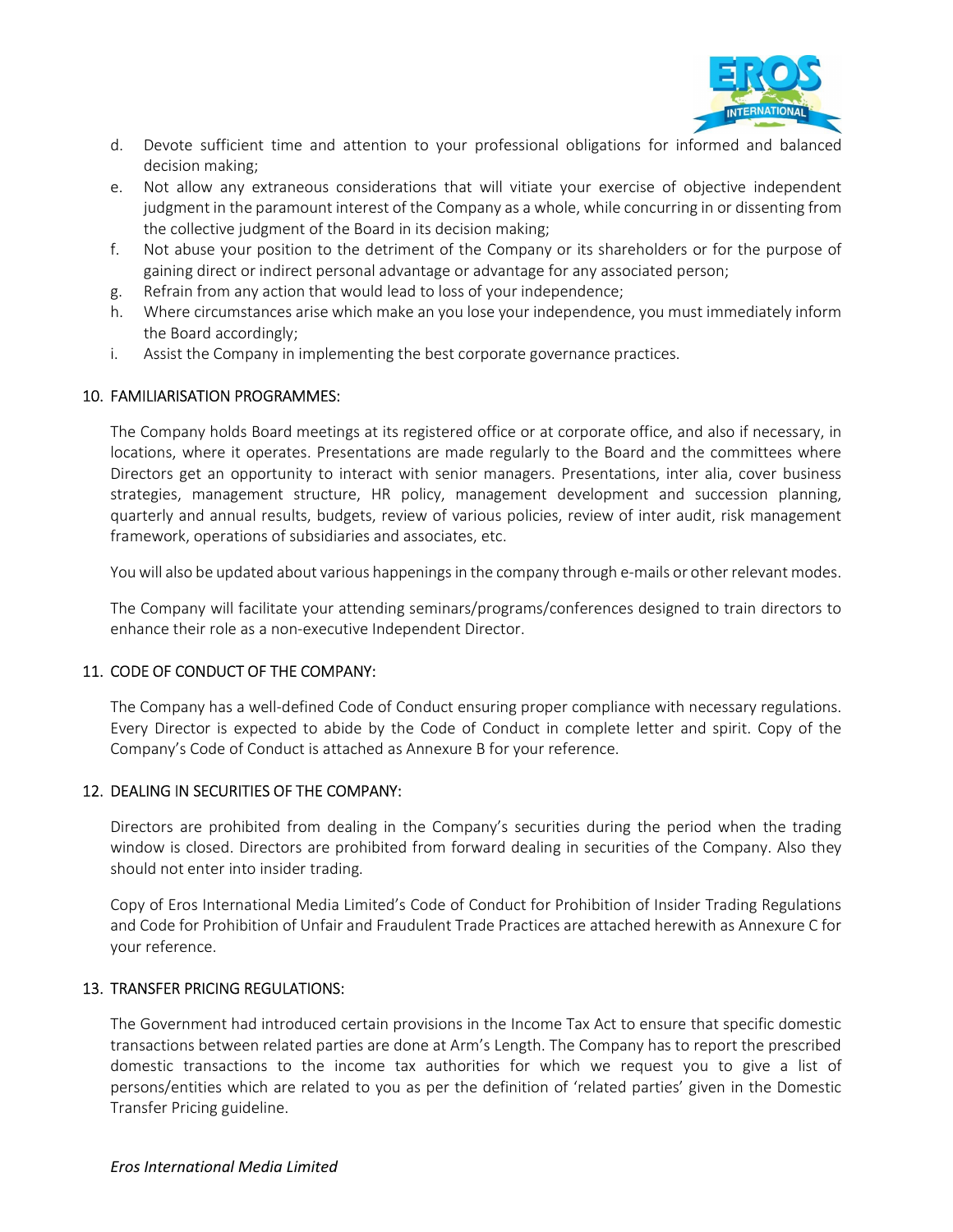d. Devote sufficient time and attention to your professional obligations for informed and balanced decision making;
e. Not allow any extraneous considerations that will vitiate your exercise of objective independent judgment in the paramount interest of the Company as a whole, while concurring in or dissenting from the collective judgment of the Board in its decision making;
f. Not abuse your position to the detriment of the Company or its shareholders or for the purpose of gaining direct or indirect personal advantage or advantage for any associated person;
g. Refrain from any action that would lead to loss of your independence;
h. Where circumstances arise which make an you lose your independence, you must immediately inform the Board accordingly;
i. Assist the Company in implementing the best corporate governance practices.

## 10. FAMILIARISATION PROGRAMMES:

The Company holds Board meetings at its registered office or at corporate office, and also if necessary, in locations, where it operates. Presentations are made regularly to the Board and the committees where Directors get an opportunity to interact with senior managers. Presentations, inter alia, cover business strategies, management structure, HR policy, management development and succession planning, quarterly and annual results, budgets, review of various policies, review of inter audit, risk management framework, operations of subsidiaries and associates, etc.

You will also be updated about various happenings in the company through e-mails or other relevant modes.

The Company will facilitate your attending seminars/programs/conferences designed to train directors to enhance their role as a non-executive Independent Director.

## 11. CODE OF CONDUCT OF THE COMPANY:

The Company has a well-defined Code of Conduct ensuring proper compliance with necessary regulations. Every Director is expected to abide by the Code of Conduct in complete letter and spirit. Copy of the Company's Code of Conduct is attached as Annexure B for your reference.

## 12. DEALING IN SECURITIES OF THE COMPANY:

Directors are prohibited from dealing in the Company's securities during the period when the trading window is closed. Directors are prohibited from forward dealing in securities of the Company. Also they should not enter into insider trading.

Copy of Eros International Media Limited's Code of Conduct for Prohibition of Insider Trading Regulations and Code for Prohibition of Unfair and Fraudulent Trade Practices are attached herewith as Annexure C for your reference.

## 13. TRANSFER PRICING REGULATIONS:

The Government had introduced certain provisions in the Income Tax Act to ensure that specific domestic transactions between related parties are done at Arm's Length. The Company has to report the prescribed domestic transactions to the income tax authorities for which we request you to give a list of persons/entities which are related to you as per the definition of 'related parties' given in the Domestic Transfer Pricing guideline.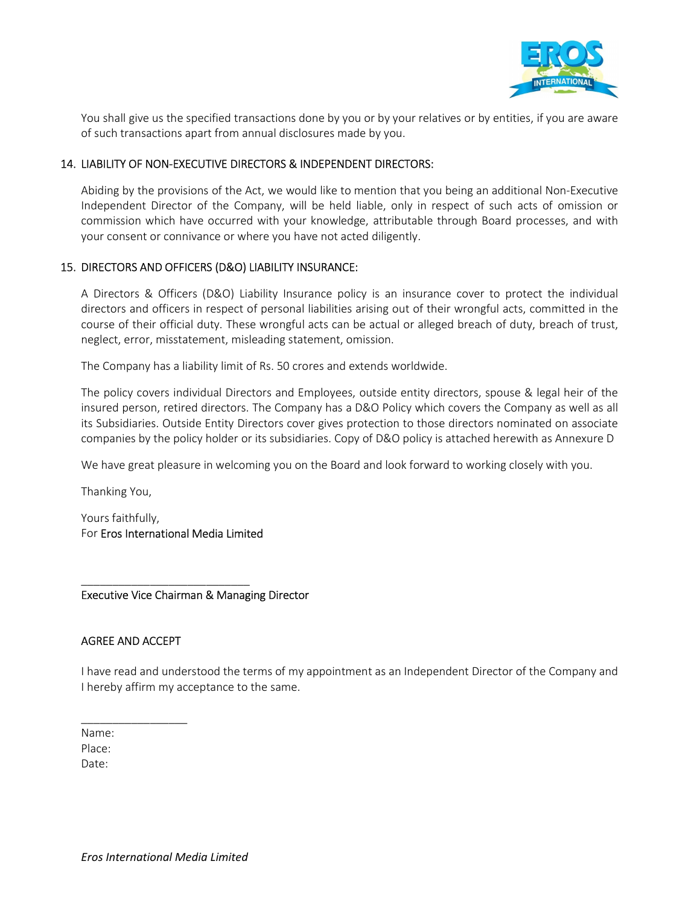You shall give us the specified transactions done by you or by your relatives or by entities, if you are aware of such transactions apart from annual disclosures made by you.

14. LIABILITY OF NON-EXECUTIVE DIRECTORS & INDEPENDENT DIRECTORS:

Abiding by the provisions of the Act, we would like to mention that you being an additional Non-Executive Independent Director of the Company, will be held liable, only in respect of such acts of omission or commission which have occurred with your knowledge, attributable through Board processes, and with your consent or connivance or where you have not acted diligently.

15. DIRECTORS AND OFFICERS (D&O) LIABILITY INSURANCE:

A Directors & Officers (D&O) Liability Insurance policy is an insurance cover to protect the individual directors and officers in respect of personal liabilities arising out of their wrongful acts, committed in the course of their official duty. These wrongful acts can be actual or alleged breach of duty, breach of trust, neglect, error, misstatement, misleading statement, omission.

The Company has a liability limit of Rs. 50 crores and extends worldwide.

The policy covers individual Directors and Employees, outside entity directors, spouse & legal heir of the insured person, retired directors. The Company has a D&O Policy which covers the Company as well as all its Subsidiaries. Outside Entity Directors cover gives protection to those directors nominated on associate companies by the policy holder or its subsidiaries. Copy of D&O policy is attached herewith as Annexure D

We have great pleasure in welcoming you on the Board and look forward to working closely with you.

Thanking You,

Yours faithfully,
For Eros International Media Limited

___________________________
Executive Vice Chairman & Managing Director

AGREE AND ACCEPT

I have read and understood the terms of my appointment as an Independent Director of the Company and I hereby affirm my acceptance to the same.

_________________
Name:
Place:
Date: